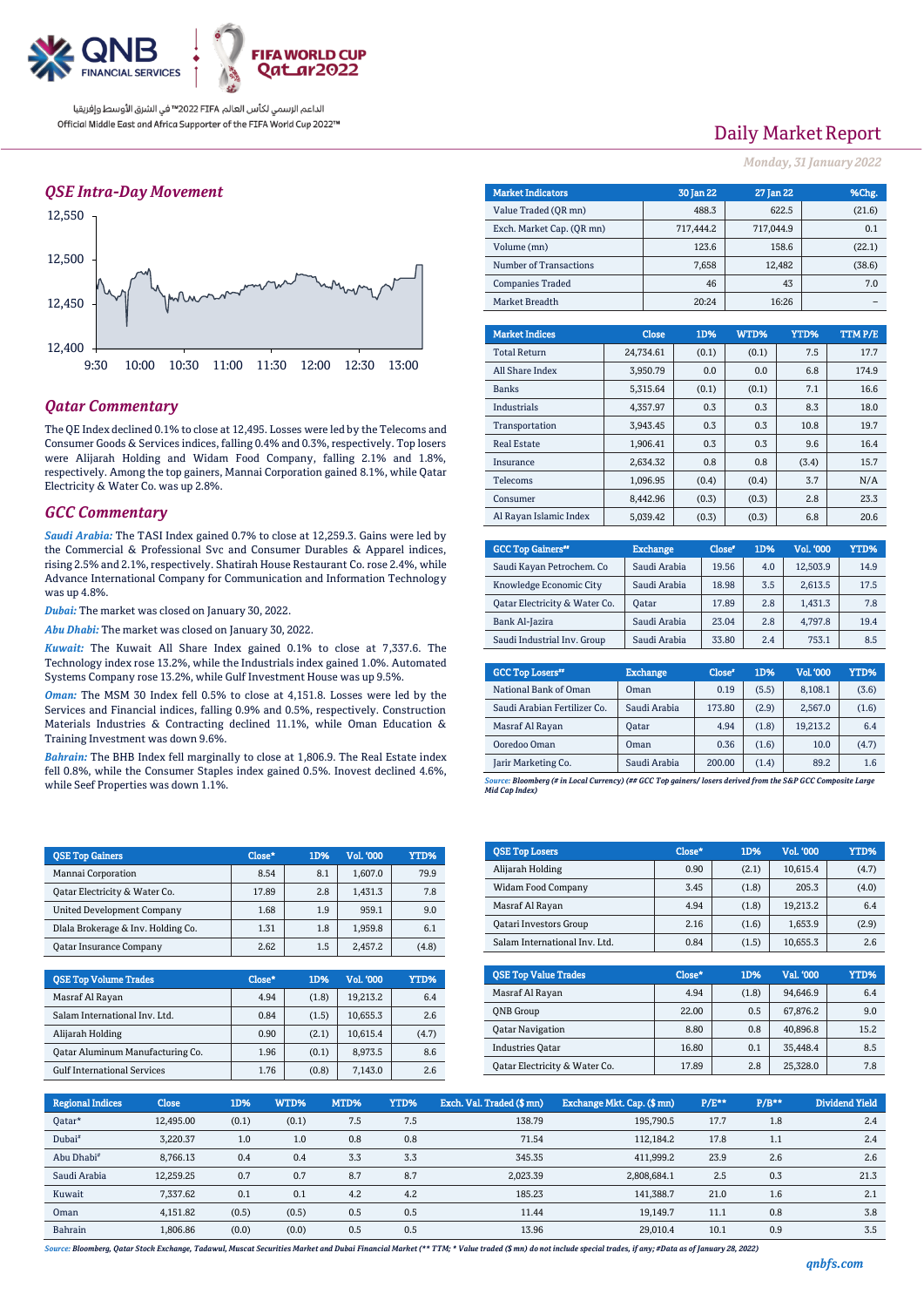الداعم الرسمي لكأس العالم FIFA 2022™ في الشرق الأوسط وإفريقيا

Official Middle East and Africa Supporter of the FIFA World Cup 2022™

# Daily Market Report

*Monday, 31 January 2022*

## QSE Intra-Day Movement

## Qatar Commentary

The QE Index declined 0.1% to close at 12,495. Losses were led by the Telecoms and Consumer Goods & Services indices, falling 0.4% and 0.3%, respectively. Top losers were Alijarah Holding and Widam Food Company, falling 2.1% and 1.8%, respectively. Among the top gainers, Mannai Corporation gained 8.1%, while Qatar Electricity & Water Co. was up 2.8%.

## GCC Commentary

***Saudi Arabia:*** The TASI Index gained 0.7% to close at 12,259.3. Gains were led by the Commercial & Professional Svc and Consumer Durables & Apparel indices, rising 2.5% and 2.1%, respectively. Shatirah House Restaurant Co. rose 2.4%, while Advance International Company for Communication and Information Technology was up 4.8%.

***Dubai:*** The market was closed on January 30, 2022.

***Abu Dhabi:*** The market was closed on January 30, 2022.

***Kuwait:*** The Kuwait All Share Index gained 0.1% to close at 7,337.6. The Technology index rose 13.2%, while the Industrials index gained 1.0%. Automated Systems Company rose 13.2%, while Gulf Investment House was up 9.5%.

***Oman:*** The MSM 30 Index fell 0.5% to close at 4,151.8. Losses were led by the Services and Financial indices, falling 0.9% and 0.5%, respectively. Construction Materials Industries & Contracting declined 11.1%, while Oman Education & Training Investment was down 9.6%.

***Bahrain:*** The BHB Index fell marginally to close at 1,806.9. The Real Estate index fell 0.8%, while the Consumer Staples index gained 0.5%. Inovest declined 4.6%, while Seef Properties was down 1.1%.

| Market Indicators | 30 Jan 22 | 27 Jan 22 | %Chg. |
|---|---|---|---|
| Value Traded (QR mn) | 488.3 | 622.5 | (21.6) |
| Exch. Market Cap. (QR mn) | 717,444.2 | 717,044.9 | 0.1 |
| Volume (mn) | 123.6 | 158.6 | (22.1) |
| Number of Transactions | 7,658 | 12,482 | (38.6) |
| Companies Traded | 46 | 43 | 7.0 |
| Market Breadth | 20:24 | 16:26 | – |

| Market Indices | Close | 1D% | WTD% | YTD% | TTM P/E |
|---|---|---|---|---|---|
| Total Return | 24,734.61 | (0.1) | (0.1) | 7.5 | 17.7 |
| All Share Index | 3,950.79 | 0.0 | 0.0 | 6.8 | 174.9 |
| Banks | 5,315.64 | (0.1) | (0.1) | 7.1 | 16.6 |
| Industrials | 4,357.97 | 0.3 | 0.3 | 8.3 | 18.0 |
| Transportation | 3,943.45 | 0.3 | 0.3 | 10.8 | 19.7 |
| Real Estate | 1,906.41 | 0.3 | 0.3 | 9.6 | 16.4 |
| Insurance | 2,634.32 | 0.8 | 0.8 | (3.4) | 15.7 |
| Telecoms | 1,096.95 | (0.4) | (0.4) | 3.7 | N/A |
| Consumer | 8,442.96 | (0.3) | (0.3) | 2.8 | 23.3 |
| Al Rayan Islamic Index | 5,039.42 | (0.3) | (0.3) | 6.8 | 20.6 |

| GCC Top Gainers## | Exchange | Close# | 1D% | Vol. '000 | YTD% |
|---|---|---|---|---|---|
| Saudi Kayan Petrochem. Co | Saudi Arabia | 19.56 | 4.0 | 12,503.9 | 14.9 |
| Knowledge Economic City | Saudi Arabia | 18.98 | 3.5 | 2,613.5 | 17.5 |
| Qatar Electricity & Water Co. | Qatar | 17.89 | 2.8 | 1,431.3 | 7.8 |
| Bank Al-Jazira | Saudi Arabia | 23.04 | 2.8 | 4,797.8 | 19.4 |
| Saudi Industrial Inv. Group | Saudi Arabia | 33.80 | 2.4 | 753.1 | 8.5 |

| GCC Top Losers## | Exchange | Close# | 1D% | Vol. '000 | YTD% |
|---|---|---|---|---|---|
| National Bank of Oman | Oman | 0.19 | (5.5) | 8,108.1 | (3.6) |
| Saudi Arabian Fertilizer Co. | Saudi Arabia | 173.80 | (2.9) | 2,567.0 | (1.6) |
| Masraf Al Rayan | Qatar | 4.94 | (1.8) | 19,213.2 | 6.4 |
| Ooredoo Oman | Oman | 0.36 | (1.6) | 10.0 | (4.7) |
| Jarir Marketing Co. | Saudi Arabia | 200.00 | (1.4) | 89.2 | 1.6 |

*Source: Bloomberg (# in Local Currency) (## GCC Top gainers/ losers derived from the S&P GCC Composite Large Mid Cap Index)*

| QSE Top Gainers | Close* | 1D% | Vol. '000 | YTD% |
|---|---|---|---|---|
| Mannai Corporation | 8.54 | 8.1 | 1,607.0 | 79.9 |
| Qatar Electricity & Water Co. | 17.89 | 2.8 | 1,431.3 | 7.8 |
| United Development Company | 1.68 | 1.9 | 959.1 | 9.0 |
| Dlala Brokerage & Inv. Holding Co. | 1.31 | 1.8 | 1,959.8 | 6.1 |
| Qatar Insurance Company | 2.62 | 1.5 | 2,457.2 | (4.8) |

| QSE Top Losers | Close* | 1D% | Vol. '000 | YTD% |
|---|---|---|---|---|
| Alijarah Holding | 0.90 | (2.1) | 10,615.4 | (4.7) |
| Widam Food Company | 3.45 | (1.8) | 205.3 | (4.0) |
| Masraf Al Rayan | 4.94 | (1.8) | 19,213.2 | 6.4 |
| Qatari Investors Group | 2.16 | (1.6) | 1,653.9 | (2.9) |
| Salam International Inv. Ltd. | 0.84 | (1.5) | 10,655.3 | 2.6 |

| QSE Top Volume Trades | Close* | 1D% | Vol. '000 | YTD% |
|---|---|---|---|---|
| Masraf Al Rayan | 4.94 | (1.8) | 19,213.2 | 6.4 |
| Salam International Inv. Ltd. | 0.84 | (1.5) | 10,655.3 | 2.6 |
| Alijarah Holding | 0.90 | (2.1) | 10,615.4 | (4.7) |
| Qatar Aluminum Manufacturing Co. | 1.96 | (0.1) | 8,973.5 | 8.6 |
| Gulf International Services | 1.76 | (0.8) | 7,143.0 | 2.6 |

| QSE Top Value Trades | Close* | 1D% | Val. '000 | YTD% |
|---|---|---|---|---|
| Masraf Al Rayan | 4.94 | (1.8) | 94,646.9 | 6.4 |
| QNB Group | 22.00 | 0.5 | 67,876.2 | 9.0 |
| Qatar Navigation | 8.80 | 0.8 | 40,896.8 | 15.2 |
| Industries Qatar | 16.80 | 0.1 | 35,448.4 | 8.5 |
| Qatar Electricity & Water Co. | 17.89 | 2.8 | 25,328.0 | 7.8 |

| Regional Indices | Close | 1D% | WTD% | MTD% | YTD% | Exch. Val. Traded ($ mn) | Exchange Mkt. Cap. ($ mn) | P/E** | P/B** | Dividend Yield |
|---|---|---|---|---|---|---|---|---|---|---|
| Qatar* | 12,495.00 | (0.1) | (0.1) | 7.5 | 7.5 | 138.79 | 195,790.5 | 17.7 | 1.8 | 2.4 |
| Dubai# | 3,220.37 | 1.0 | 1.0 | 0.8 | 0.8 | 71.54 | 112,184.2 | 17.8 | 1.1 | 2.4 |
| Abu Dhabi# | 8,766.13 | 0.4 | 0.4 | 3.3 | 3.3 | 345.35 | 411,999.2 | 23.9 | 2.6 | 2.6 |
| Saudi Arabia | 12,259.25 | 0.7 | 0.7 | 8.7 | 8.7 | 2,023.39 | 2,808,684.1 | 2.5 | 0.3 | 21.3 |
| Kuwait | 7,337.62 | 0.1 | 0.1 | 4.2 | 4.2 | 185.23 | 141,388.7 | 21.0 | 1.6 | 2.1 |
| Oman | 4,151.82 | (0.5) | (0.5) | 0.5 | 0.5 | 11.44 | 19,149.7 | 11.1 | 0.8 | 3.8 |
| Bahrain | 1,806.86 | (0.0) | (0.0) | 0.5 | 0.5 | 13.96 | 29,010.4 | 10.1 | 0.9 | 3.5 |

*Source: Bloomberg, Qatar Stock Exchange, Tadawul, Muscat Securities Market and Dubai Financial Market (** TTM; * Value traded ($ mn) do not include special trades, if any; #Data as of January 28, 2022)*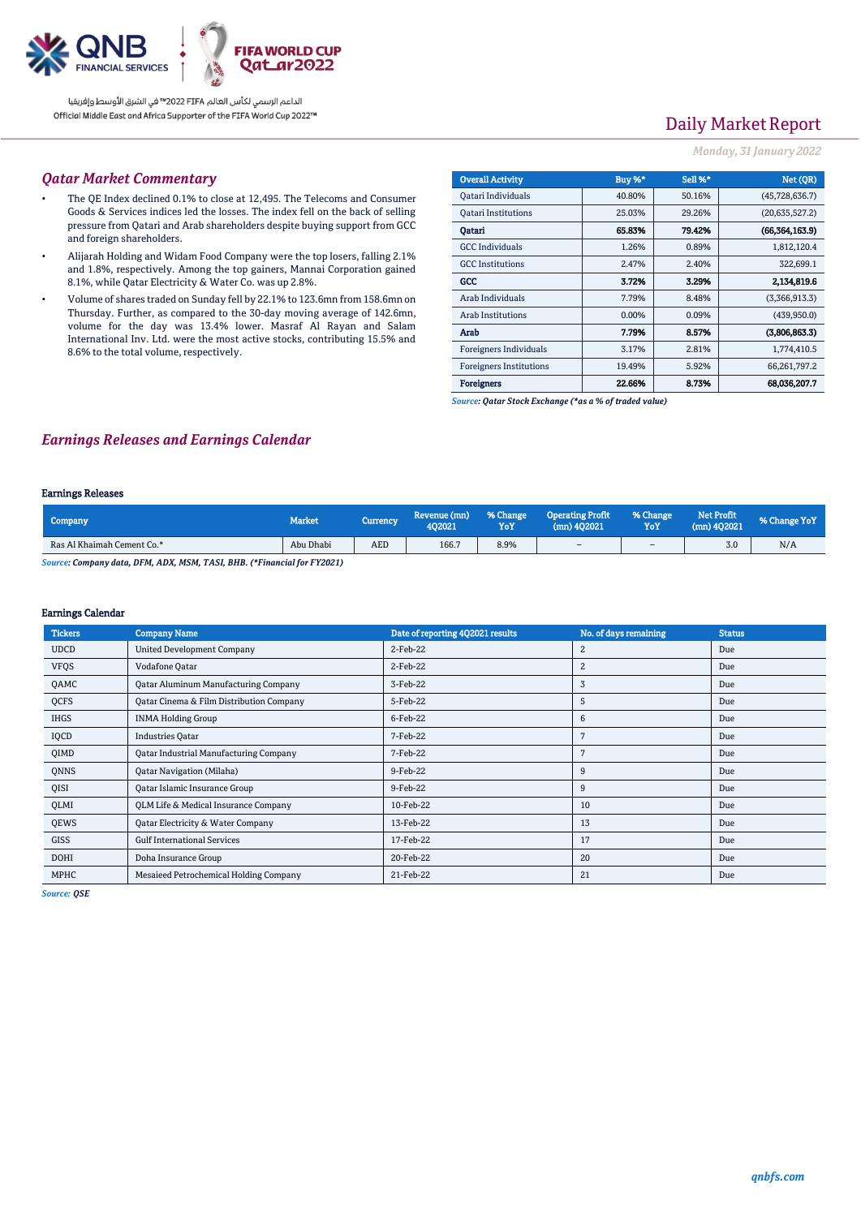Daily Market Report

*Monday, 31 January 2022*

## *Qatar Market Commentary*

- The QE Index declined 0.1% to close at 12,495. The Telecoms and Consumer Goods & Services indices led the losses. The index fell on the back of selling pressure from Qatari and Arab shareholders despite buying support from GCC and foreign shareholders.
- Alijarah Holding and Widam Food Company were the top losers, falling 2.1% and 1.8%, respectively. Among the top gainers, Mannai Corporation gained 8.1%, while Qatar Electricity & Water Co. was up 2.8%.
- Volume of shares traded on Sunday fell by 22.1% to 123.6mn from 158.6mn on Thursday. Further, as compared to the 30-day moving average of 142.6mn, volume for the day was 13.4% lower. Masraf Al Rayan and Salam International Inv. Ltd. were the most active stocks, contributing 15.5% and 8.6% to the total volume, respectively.

| Overall Activity | Buy %* | Sell %* | Net (QR) |
|---|---|---|---|
| Qatari Individuals | 40.80% | 50.16% | (45,728,636.7) |
| Qatari Institutions | 25.03% | 29.26% | (20,635,527.2) |
| **Qatari** | **65.83%** | **79.42%** | **(66,364,163.9)** |
| GCC Individuals | 1.26% | 0.89% | 1,812,120.4 |
| GCC Institutions | 2.47% | 2.40% | 322,699.1 |
| **GCC** | **3.72%** | **3.29%** | **2,134,819.6** |
| Arab Individuals | 7.79% | 8.48% | (3,366,913.3) |
| Arab Institutions | 0.00% | 0.09% | (439,950.0) |
| **Arab** | **7.79%** | **8.57%** | **(3,806,863.3)** |
| Foreigners Individuals | 3.17% | 2.81% | 1,774,410.5 |
| Foreigners Institutions | 19.49% | 5.92% | 66,261,797.2 |
| **Foreigners** | **22.66%** | **8.73%** | **68,036,207.7** |

*Source: Qatar Stock Exchange (\*as a % of traded value)*

## *Earnings Releases and Earnings Calendar*

### Earnings Releases

| Company | Market | Currency | Revenue (mn) 4Q2021 | % Change YoY | Operating Profit (mn) 4Q2021 | % Change YoY | Net Profit (mn) 4Q2021 | % Change YoY |
|---|---|---|---|---|---|---|---|---|
| Ras Al Khaimah Cement Co.* | Abu Dhabi | AED | 166.7 | 8.9% | – | – | 3.0 | N/A |

*Source: Company data, DFM, ADX, MSM, TASI, BHB. (\*Financial for FY2021)*

### Earnings Calendar

| Tickers | Company Name | Date of reporting 4Q2021 results | No. of days remaining | Status |
|---|---|---|---|---|
| UDCD | United Development Company | 2-Feb-22 | 2 | Due |
| VFQS | Vodafone Qatar | 2-Feb-22 | 2 | Due |
| QAMC | Qatar Aluminum Manufacturing Company | 3-Feb-22 | 3 | Due |
| QCFS | Qatar Cinema & Film Distribution Company | 5-Feb-22 | 5 | Due |
| IHGS | INMA Holding Group | 6-Feb-22 | 6 | Due |
| IQCD | Industries Qatar | 7-Feb-22 | 7 | Due |
| QIMD | Qatar Industrial Manufacturing Company | 7-Feb-22 | 7 | Due |
| QNNS | Qatar Navigation (Milaha) | 9-Feb-22 | 9 | Due |
| QISI | Qatar Islamic Insurance Group | 9-Feb-22 | 9 | Due |
| QLMI | QLM Life & Medical Insurance Company | 10-Feb-22 | 10 | Due |
| QEWS | Qatar Electricity & Water Company | 13-Feb-22 | 13 | Due |
| GISS | Gulf International Services | 17-Feb-22 | 17 | Due |
| DOHI | Doha Insurance Group | 20-Feb-22 | 20 | Due |
| MPHC | Mesaieed Petrochemical Holding Company | 21-Feb-22 | 21 | Due |

*Source: QSE*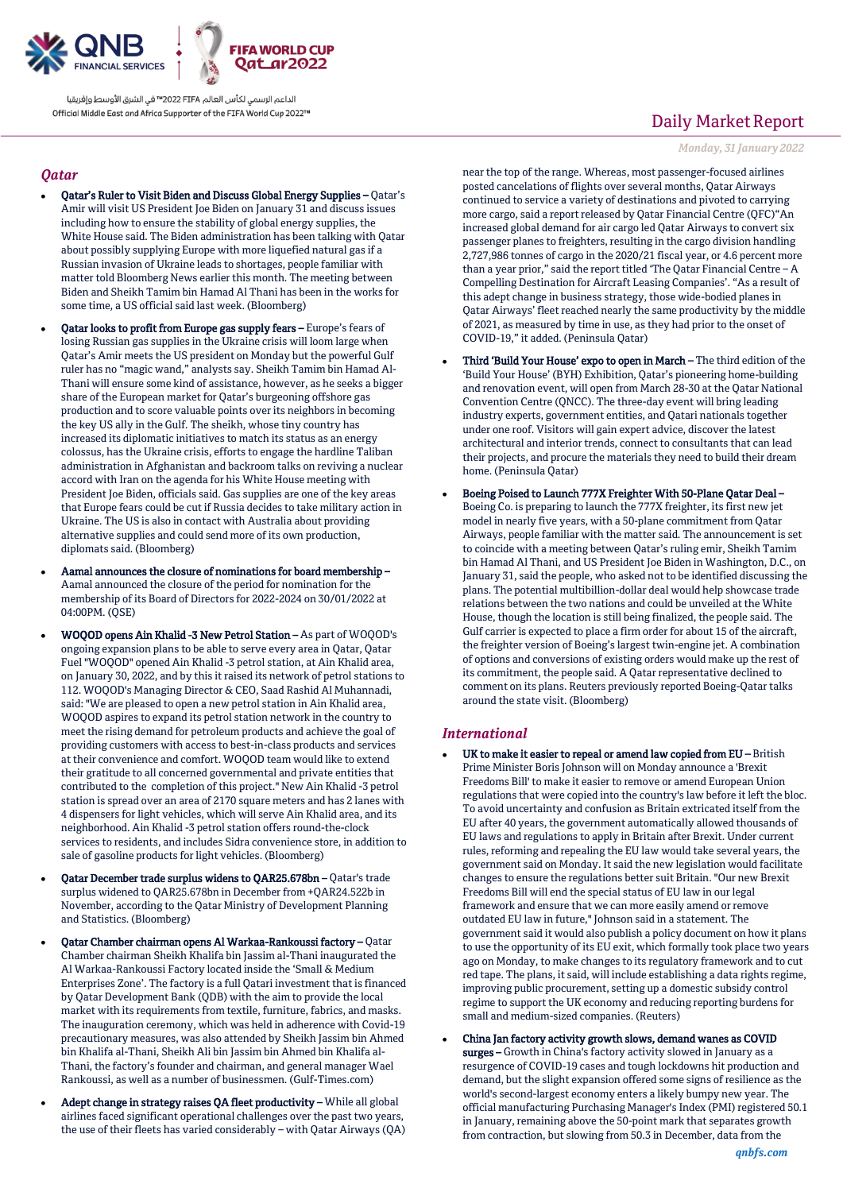## Qatar

- **Qatar's Ruler to Visit Biden and Discuss Global Energy Supplies –** Qatar's Amir will visit US President Joe Biden on January 31 and discuss issues including how to ensure the stability of global energy supplies, the White House said. The Biden administration has been talking with Qatar about possibly supplying Europe with more liquefied natural gas if a Russian invasion of Ukraine leads to shortages, people familiar with matter told Bloomberg News earlier this month. The meeting between Biden and Sheikh Tamim bin Hamad Al Thani has been in the works for some time, a US official said last week. (Bloomberg)

- **Qatar looks to profit from Europe gas supply fears –** Europe's fears of losing Russian gas supplies in the Ukraine crisis will loom large when Qatar's Amir meets the US president on Monday but the powerful Gulf ruler has no "magic wand," analysts say. Sheikh Tamim bin Hamad Al-Thani will ensure some kind of assistance, however, as he seeks a bigger share of the European market for Qatar's burgeoning offshore gas production and to score valuable points over its neighbors in becoming the key US ally in the Gulf. The sheikh, whose tiny country has increased its diplomatic initiatives to match its status as an energy colossus, has the Ukraine crisis, efforts to engage the hardline Taliban administration in Afghanistan and backroom talks on reviving a nuclear accord with Iran on the agenda for his White House meeting with President Joe Biden, officials said. Gas supplies are one of the key areas that Europe fears could be cut if Russia decides to take military action in Ukraine. The US is also in contact with Australia about providing alternative supplies and could send more of its own production, diplomats said. (Bloomberg)

- **Aamal announces the closure of nominations for board membership –** Aamal announced the closure of the period for nomination for the membership of its Board of Directors for 2022-2024 at 30/01/2022 at 04:00PM. (QSE)

- **WOQOD opens Ain Khalid -3 New Petrol Station –** As part of WOQOD's ongoing expansion plans to be able to serve every area in Qatar, Qatar Fuel "WOQOD" opened Ain Khalid -3 petrol station, at Ain Khalid area, on January 30, 2022, and by this it raised its network of petrol stations to 112. WOQOD's Managing Director & CEO, Saad Rashid Al Muhannadi, said: "We are pleased to open a new petrol station in Ain Khalid area, WOQOD aspires to expand its petrol station network in the country to meet the rising demand for petroleum products and achieve the goal of providing customers with access to best-in-class products and services at their convenience and comfort. WOQOD team would like to extend their gratitude to all concerned governmental and private entities that contributed to the completion of this project." New Ain Khalid -3 petrol station is spread over an area of 2170 square meters and has 2 lanes with 4 dispensers for light vehicles, which will serve Ain Khalid area, and its neighborhood. Ain Khalid -3 petrol station offers round-the-clock services to residents, and includes Sidra convenience store, in addition to sale of gasoline products for light vehicles. (Bloomberg)

- **Qatar December trade surplus widens to QAR25.678bn –** Qatar's trade surplus widened to QAR25.678bn in December from +QAR24.522b in November, according to the Qatar Ministry of Development Planning and Statistics. (Bloomberg)

- **Qatar Chamber chairman opens Al Warkaa-Rankoussi factory –** Qatar Chamber chairman Sheikh Khalifa bin Jassim al-Thani inaugurated the Al Warkaa-Rankoussi Factory located inside the 'Small & Medium Enterprises Zone'. The factory is a full Qatari investment that is financed by Qatar Development Bank (QDB) with the aim to provide the local market with its requirements from textile, furniture, fabrics, and masks. The inauguration ceremony, which was held in adherence with Covid-19 precautionary measures, was also attended by Sheikh Jassim bin Ahmed bin Khalifa al-Thani, Sheikh Ali bin Jassim bin Ahmed bin Khalifa al-Thani, the factory's founder and chairman, and general manager Wael Rankoussi, as well as a number of businessmen. (Gulf-Times.com)

- **Adept change in strategy raises QA fleet productivity –** While all global airlines faced significant operational challenges over the past two years, the use of their fleets has varied considerably – with Qatar Airways (QA) near the top of the range. Whereas, most passenger-focused airlines posted cancelations of flights over several months, Qatar Airways continued to service a variety of destinations and pivoted to carrying more cargo, said a report released by Qatar Financial Centre (QFC)"An increased global demand for air cargo led Qatar Airways to convert six passenger planes to freighters, resulting in the cargo division handling 2,727,986 tonnes of cargo in the 2020/21 fiscal year, or 4.6 percent more than a year prior," said the report titled 'The Qatar Financial Centre – A Compelling Destination for Aircraft Leasing Companies'. "As a result of this adept change in business strategy, those wide-bodied planes in Qatar Airways' fleet reached nearly the same productivity by the middle of 2021, as measured by time in use, as they had prior to the onset of COVID-19," it added. (Peninsula Qatar)

- **Third 'Build Your House' expo to open in March –** The third edition of the 'Build Your House' (BYH) Exhibition, Qatar's pioneering home-building and renovation event, will open from March 28-30 at the Qatar National Convention Centre (QNCC). The three-day event will bring leading industry experts, government entities, and Qatari nationals together under one roof. Visitors will gain expert advice, discover the latest architectural and interior trends, connect to consultants that can lead their projects, and procure the materials they need to build their dream home. (Peninsula Qatar)

- **Boeing Poised to Launch 777X Freighter With 50-Plane Qatar Deal –** Boeing Co. is preparing to launch the 777X freighter, its first new jet model in nearly five years, with a 50-plane commitment from Qatar Airways, people familiar with the matter said. The announcement is set to coincide with a meeting between Qatar's ruling emir, Sheikh Tamim bin Hamad Al Thani, and US President Joe Biden in Washington, D.C., on January 31, said the people, who asked not to be identified discussing the plans. The potential multibillion-dollar deal would help showcase trade relations between the two nations and could be unveiled at the White House, though the location is still being finalized, the people said. The Gulf carrier is expected to place a firm order for about 15 of the aircraft, the freighter version of Boeing's largest twin-engine jet. A combination of options and conversions of existing orders would make up the rest of its commitment, the people said. A Qatar representative declined to comment on its plans. Reuters previously reported Boeing-Qatar talks around the state visit. (Bloomberg)

## International

- **UK to make it easier to repeal or amend law copied from EU –** British Prime Minister Boris Johnson will on Monday announce a 'Brexit Freedoms Bill' to make it easier to remove or amend European Union regulations that were copied into the country's law before it left the bloc. To avoid uncertainty and confusion as Britain extricated itself from the EU after 40 years, the government automatically allowed thousands of EU laws and regulations to apply in Britain after Brexit. Under current rules, reforming and repealing the EU law would take several years, the government said on Monday. It said the new legislation would facilitate changes to ensure the regulations better suit Britain. "Our new Brexit Freedoms Bill will end the special status of EU law in our legal framework and ensure that we can more easily amend or remove outdated EU law in future," Johnson said in a statement. The government said it would also publish a policy document on how it plans to use the opportunity of its EU exit, which formally took place two years ago on Monday, to make changes to its regulatory framework and to cut red tape. The plans, it said, will include establishing a data rights regime, improving public procurement, setting up a domestic subsidy control regime to support the UK economy and reducing reporting burdens for small and medium-sized companies. (Reuters)

- **China Jan factory activity growth slows, demand wanes as COVID surges –** Growth in China's factory activity slowed in January as a resurgence of COVID-19 cases and tough lockdowns hit production and demand, but the slight expansion offered some signs of resilience as the world's second-largest economy enters a likely bumpy new year. The official manufacturing Purchasing Manager's Index (PMI) registered 50.1 in January, remaining above the 50-point mark that separates growth from contraction, but slowing from 50.3 in December, data from the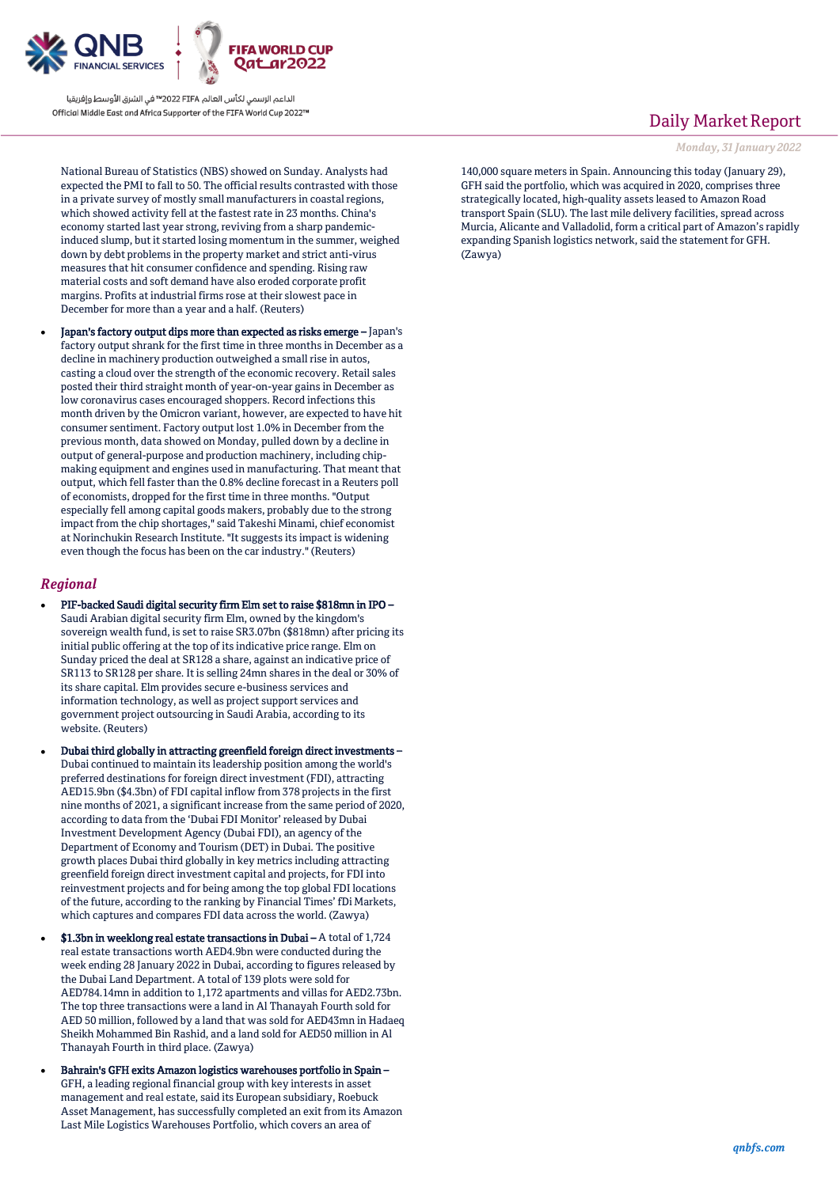National Bureau of Statistics (NBS) showed on Sunday. Analysts had expected the PMI to fall to 50. The official results contrasted with those in a private survey of mostly small manufacturers in coastal regions, which showed activity fell at the fastest rate in 23 months. China's economy started last year strong, reviving from a sharp pandemic-induced slump, but it started losing momentum in the summer, weighed down by debt problems in the property market and strict anti-virus measures that hit consumer confidence and spending. Rising raw material costs and soft demand have also eroded corporate profit margins. Profits at industrial firms rose at their slowest pace in December for more than a year and a half. (Reuters)

- **Japan's factory output dips more than expected as risks emerge –** Japan's factory output shrank for the first time in three months in December as a decline in machinery production outweighed a small rise in autos, casting a cloud over the strength of the economic recovery. Retail sales posted their third straight month of year-on-year gains in December as low coronavirus cases encouraged shoppers. Record infections this month driven by the Omicron variant, however, are expected to have hit consumer sentiment. Factory output lost 1.0% in December from the previous month, data showed on Monday, pulled down by a decline in output of general-purpose and production machinery, including chip-making equipment and engines used in manufacturing. That meant that output, which fell faster than the 0.8% decline forecast in a Reuters poll of economists, dropped for the first time in three months. "Output especially fell among capital goods makers, probably due to the strong impact from the chip shortages," said Takeshi Minami, chief economist at Norinchukin Research Institute. "It suggests its impact is widening even though the focus has been on the car industry." (Reuters)

## *Regional*

- **PIF-backed Saudi digital security firm Elm set to raise $818mn in IPO –** Saudi Arabian digital security firm Elm, owned by the kingdom's sovereign wealth fund, is set to raise SR3.07bn ($818mn) after pricing its initial public offering at the top of its indicative price range. Elm on Sunday priced the deal at SR128 a share, against an indicative price of SR113 to SR128 per share. It is selling 24mn shares in the deal or 30% of its share capital. Elm provides secure e-business services and information technology, as well as project support services and government project outsourcing in Saudi Arabia, according to its website. (Reuters)

- **Dubai third globally in attracting greenfield foreign direct investments –** Dubai continued to maintain its leadership position among the world's preferred destinations for foreign direct investment (FDI), attracting AED15.9bn ($4.3bn) of FDI capital inflow from 378 projects in the first nine months of 2021, a significant increase from the same period of 2020, according to data from the 'Dubai FDI Monitor' released by Dubai Investment Development Agency (Dubai FDI), an agency of the Department of Economy and Tourism (DET) in Dubai. The positive growth places Dubai third globally in key metrics including attracting greenfield foreign direct investment capital and projects, for FDI into reinvestment projects and for being among the top global FDI locations of the future, according to the ranking by Financial Times' fDi Markets, which captures and compares FDI data across the world. (Zawya)

- **$1.3bn in weeklong real estate transactions in Dubai –** A total of 1,724 real estate transactions worth AED4.9bn were conducted during the week ending 28 January 2022 in Dubai, according to figures released by the Dubai Land Department. A total of 139 plots were sold for AED784.14mn in addition to 1,172 apartments and villas for AED2.73bn. The top three transactions were a land in Al Thanayah Fourth sold for AED 50 million, followed by a land that was sold for AED43mn in Hadaeq Sheikh Mohammed Bin Rashid, and a land sold for AED50 million in Al Thanayah Fourth in third place. (Zawya)

- **Bahrain's GFH exits Amazon logistics warehouses portfolio in Spain –** GFH, a leading regional financial group with key interests in asset management and real estate, said its European subsidiary, Roebuck Asset Management, has successfully completed an exit from its Amazon Last Mile Logistics Warehouses Portfolio, which covers an area of 140,000 square meters in Spain. Announcing this today (January 29), GFH said the portfolio, which was acquired in 2020, comprises three strategically located, high-quality assets leased to Amazon Road transport Spain (SLU). The last mile delivery facilities, spread across Murcia, Alicante and Valladolid, form a critical part of Amazon's rapidly expanding Spanish logistics network, said the statement for GFH. (Zawya)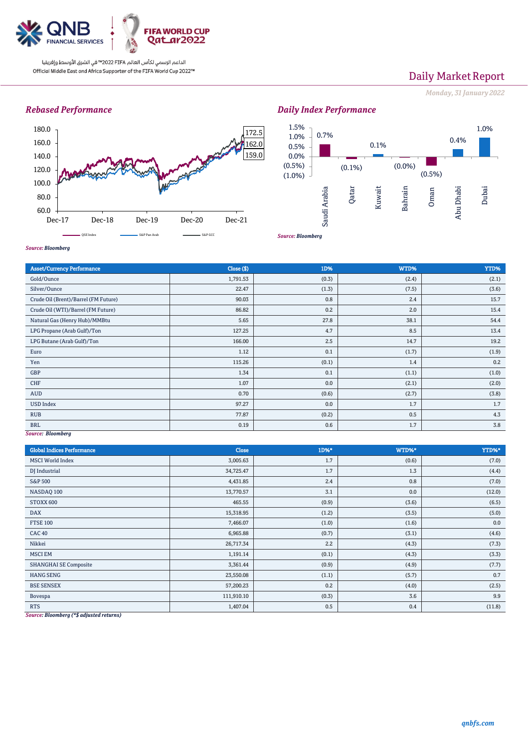# Daily Market Report

*Monday, 31 January 2022*

## Rebased Performance

180.0
160.0
140.0
120.0
100.0
80.0
60.0

Dec-17 Dec-18 Dec-19 Dec-20 Dec-21

172.5
162.0
159.0

QSE Index — S&P Pan Arab — S&P GCC

*Source: Bloomberg*

## Daily Index Performance

| Saudi Arabia | Qatar | Kuwait | Bahrain | Oman | Abu Dhabi | Dubai |
|---|---|---|---|---|---|---|
| 0.7% | (0.1%) | 0.1% | (0.0%) | (0.5%) | 0.4% | 1.0% |

*Source: Bloomberg*

| Asset/Currency Performance | Close ($) | 1D% | WTD% | YTD% |
|---|---|---|---|---|
| Gold/Ounce | 1,791.53 | (0.3) | (2.4) | (2.1) |
| Silver/Ounce | 22.47 | (1.3) | (7.5) | (3.6) |
| Crude Oil (Brent)/Barrel (FM Future) | 90.03 | 0.8 | 2.4 | 15.7 |
| Crude Oil (WTI)/Barrel (FM Future) | 86.82 | 0.2 | 2.0 | 15.4 |
| Natural Gas (Henry Hub)/MMBtu | 5.65 | 27.8 | 38.1 | 54.4 |
| LPG Propane (Arab Gulf)/Ton | 127.25 | 4.7 | 8.5 | 13.4 |
| LPG Butane (Arab Gulf)/Ton | 166.00 | 2.5 | 14.7 | 19.2 |
| Euro | 1.12 | 0.1 | (1.7) | (1.9) |
| Yen | 115.26 | (0.1) | 1.4 | 0.2 |
| GBP | 1.34 | 0.1 | (1.1) | (1.0) |
| CHF | 1.07 | 0.0 | (2.1) | (2.0) |
| AUD | 0.70 | (0.6) | (2.7) | (3.8) |
| USD Index | 97.27 | 0.0 | 1.7 | 1.7 |
| RUB | 77.87 | (0.2) | 0.5 | 4.3 |
| BRL | 0.19 | 0.6 | 1.7 | 3.8 |

*Source: Bloomberg*

| Global Indices Performance | Close | 1D%* | WTD%* | YTD%* |
|---|---|---|---|---|
| MSCI World Index | 3,005.63 | 1.7 | (0.6) | (7.0) |
| DJ Industrial | 34,725.47 | 1.7 | 1.3 | (4.4) |
| S&P 500 | 4,431.85 | 2.4 | 0.8 | (7.0) |
| NASDAQ 100 | 13,770.57 | 3.1 | 0.0 | (12.0) |
| STOXX 600 | 465.55 | (0.9) | (3.6) | (6.5) |
| DAX | 15,318.95 | (1.2) | (3.5) | (5.0) |
| FTSE 100 | 7,466.07 | (1.0) | (1.6) | 0.0 |
| CAC 40 | 6,965.88 | (0.7) | (3.1) | (4.6) |
| Nikkei | 26,717.34 | 2.2 | (4.3) | (7.3) |
| MSCI EM | 1,191.14 | (0.1) | (4.3) | (3.3) |
| SHANGHAI SE Composite | 3,361.44 | (0.9) | (4.9) | (7.7) |
| HANG SENG | 23,550.08 | (1.1) | (5.7) | 0.7 |
| BSE SENSEX | 57,200.23 | 0.2 | (4.0) | (2.5) |
| Bovespa | 111,910.10 | (0.3) | 3.6 | 9.9 |
| RTS | 1,407.04 | 0.5 | 0.4 | (11.8) |

*Source: Bloomberg (*$ adjusted returns)*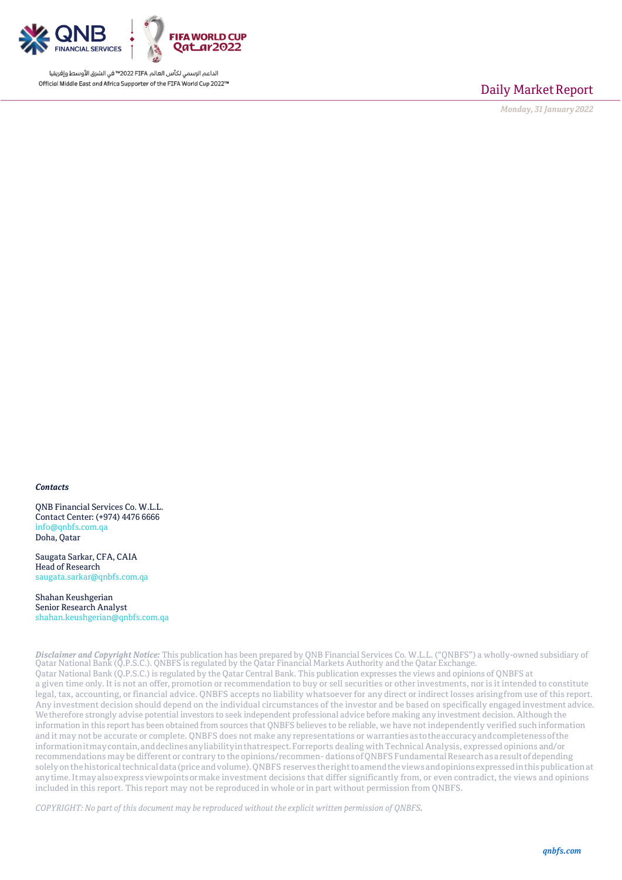Daily Market Report

*Monday, 31 January 2022*

***Contacts***

QNB Financial Services Co. W.L.L.
Contact Center: (+974) 4476 6666
info@qnbfs.com.qa
Doha, Qatar

Saugata Sarkar, CFA, CAIA
Head of Research
saugata.sarkar@qnbfs.com.qa

Shahan Keushgerian
Senior Research Analyst
shahan.keushgerian@qnbfs.com.qa

***Disclaimer and Copyright Notice:*** This publication has been prepared by QNB Financial Services Co. W.L.L. ("QNBFS") a wholly-owned subsidiary of Qatar National Bank (Q.P.S.C.). QNBFS is regulated by the Qatar Financial Markets Authority and the Qatar Exchange. Qatar National Bank (Q.P.S.C.) is regulated by the Qatar Central Bank. This publication expresses the views and opinions of QNBFS at a given time only. It is not an offer, promotion or recommendation to buy or sell securities or other investments, nor is it intended to constitute legal, tax, accounting, or financial advice. QNBFS accepts no liability whatsoever for any direct or indirect losses arising from use of this report. Any investment decision should depend on the individual circumstances of the investor and be based on specifically engaged investment advice. We therefore strongly advise potential investors to seek independent professional advice before making any investment decision. Although the information in this report has been obtained from sources that QNBFS believes to be reliable, we have not independently verified such information and it may not be accurate or complete. QNBFS does not make any representations or warranties as to the accuracy and completeness of the information it may contain, and declines any liability in that respect. For reports dealing with Technical Analysis, expressed opinions and/or recommendations may be different or contrary to the opinions/recommen- dations of QNBFS Fundamental Research as a result of depending solely on the historical technical data (price and volume). QNBFS reserves the right to amend the views and opinions expressed in this publication at any time. It may also express viewpoints or make investment decisions that differ significantly from, or even contradict, the views and opinions included in this report. This report may not be reproduced in whole or in part without permission from QNBFS.

*COPYRIGHT: No part of this document may be reproduced without the explicit written permission of QNBFS.*